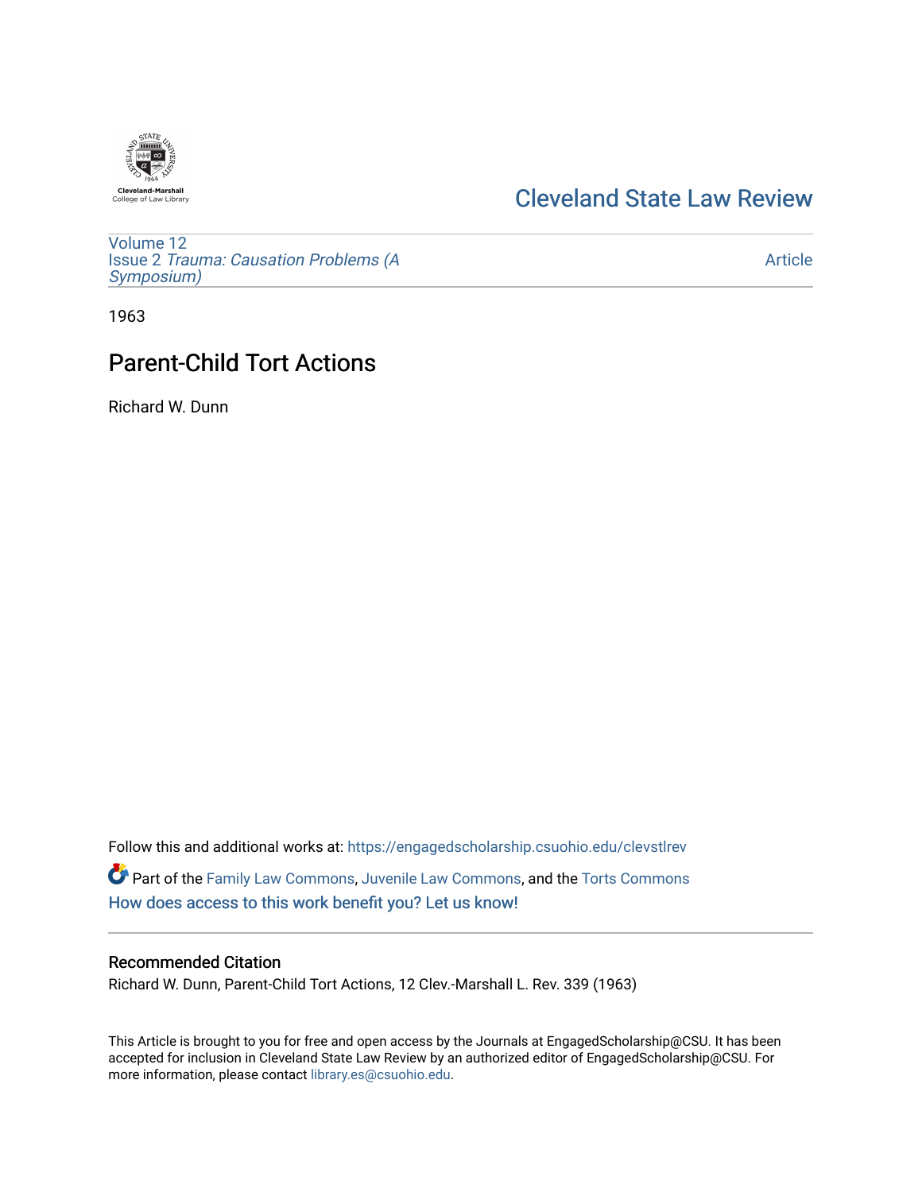Cleveland-Marshall College of Law Library

# Cleveland State Law Review

Volume 12
Issue 2 *Trauma: Causation Problems (A Symposium)*

Article

1963

## Parent-Child Tort Actions

Richard W. Dunn

Follow this and additional works at: https://engagedscholarship.csuohio.edu/clevstlrev

Part of the Family Law Commons, Juvenile Law Commons, and the Torts Commons

How does access to this work benefit you? Let us know!

### Recommended Citation

Richard W. Dunn, Parent-Child Tort Actions, 12 Clev.-Marshall L. Rev. 339 (1963)

This Article is brought to you for free and open access by the Journals at EngagedScholarship@CSU. It has been accepted for inclusion in Cleveland State Law Review by an authorized editor of EngagedScholarship@CSU. For more information, please contact library.es@csuohio.edu.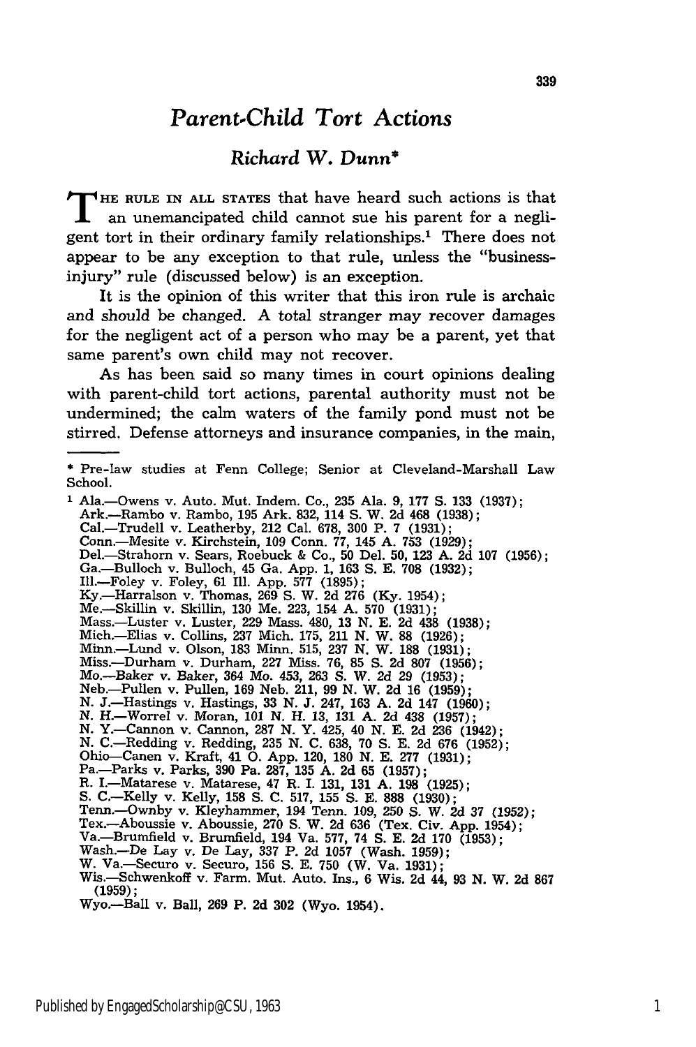# *Parent-Child Tort Actions*

## *Richard W. Dunn**

THE RULE IN ALL STATES that have heard such actions is that an unemancipated child cannot sue his parent for a negligent tort in their ordinary family relationships.[1] There does not appear to be any exception to that rule, unless the "business-injury" rule (discussed below) is an exception.

It is the opinion of this writer that this iron rule is archaic and should be changed. A total stranger may recover damages for the negligent act of a person who may be a parent, yet that same parent's own child may not recover.

As has been said so many times in court opinions dealing with parent-child tort actions, parental authority must not be undermined; the calm waters of the family pond must not be stirred. Defense attorneys and insurance companies, in the main,

---

* Pre-law studies at Fenn College; Senior at Cleveland-Marshall Law School.

[1] Ala.—Owens v. Auto. Mut. Indem. Co., 235 Ala. 9, 177 S. 133 (1937);
Ark.—Rambo v. Rambo, 195 Ark. 832, 114 S. W. 2d 468 (1938);
Cal.—Trudell v. Leatherby, 212 Cal. 678, 300 P. 7 (1931);
Conn.—Mesite v. Kirchstein, 109 Conn. 77, 145 A. 753 (1929);
Del.—Strahorn v. Sears, Roebuck & Co., 50 Del. 50, 123 A. 2d 107 (1956);
Ga.—Bulloch v. Bulloch, 45 Ga. App. 1, 163 S. E. 708 (1932);
Ill.—Foley v. Foley, 61 Ill. App. 577 (1895);
Ky.—Harralson v. Thomas, 269 S. W. 2d 276 (Ky. 1954);
Me.—Skillin v. Skillin, 130 Me. 223, 154 A. 570 (1931);
Mass.—Luster v. Luster, 229 Mass. 480, 13 N. E. 2d 438 (1938);
Mich.—Elias v. Collins, 237 Mich. 175, 211 N. W. 88 (1926);
Minn.—Lund v. Olson, 183 Minn. 515, 237 N. W. 188 (1931);
Miss.—Durham v. Durham, 227 Miss. 76, 85 S. 2d 807 (1956);
Mo.—Baker v. Baker, 364 Mo. 453, 263 S. W. 2d 29 (1953);
Neb.—Pullen v. Pullen, 169 Neb. 211, 99 N. W. 2d 16 (1959);
N. J.—Hastings v. Hastings, 33 N. J. 247, 163 A. 2d 147 (1960);
N. H.—Worrel v. Moran, 101 N. H. 13, 131 A. 2d 438 (1957);
N. Y.—Cannon v. Cannon, 287 N. Y. 425, 40 N. E. 2d 236 (1942);
N. C.—Redding v. Redding, 235 N. C. 638, 70 S. E. 2d 676 (1952);
Ohio—Canen v. Kraft, 41 O. App. 120, 180 N. E. 277 (1931);
Pa.—Parks v. Parks, 390 Pa. 287, 135 A. 2d 65 (1957);
R. I.—Matarese v. Matarese, 47 R. I. 131, 131 A. 198 (1925);
S. C.—Kelly v. Kelly, 158 S. C. 517, 155 S. E. 888 (1930);
Tenn.—Ownby v. Kleyhammer, 194 Tenn. 109, 250 S. W. 2d 37 (1952);
Tex.—Aboussie v. Aboussie, 270 S. W. 2d 636 (Tex. Civ. App. 1954);
Va.—Brumfield v. Brumfield, 194 Va. 577, 74 S. E. 2d 170 (1953);
Wash.—De Lay v. De Lay, 337 P. 2d 1057 (Wash. 1959);
W. Va.—Securo v. Securo, 156 S. E. 750 (W. Va. 1931);
Wis.—Schwenkoff v. Farm. Mut. Auto. Ins., 6 Wis. 2d 44, 93 N. W. 2d 867 (1959);
Wyo.—Ball v. Ball, 269 P. 2d 302 (Wyo. 1954).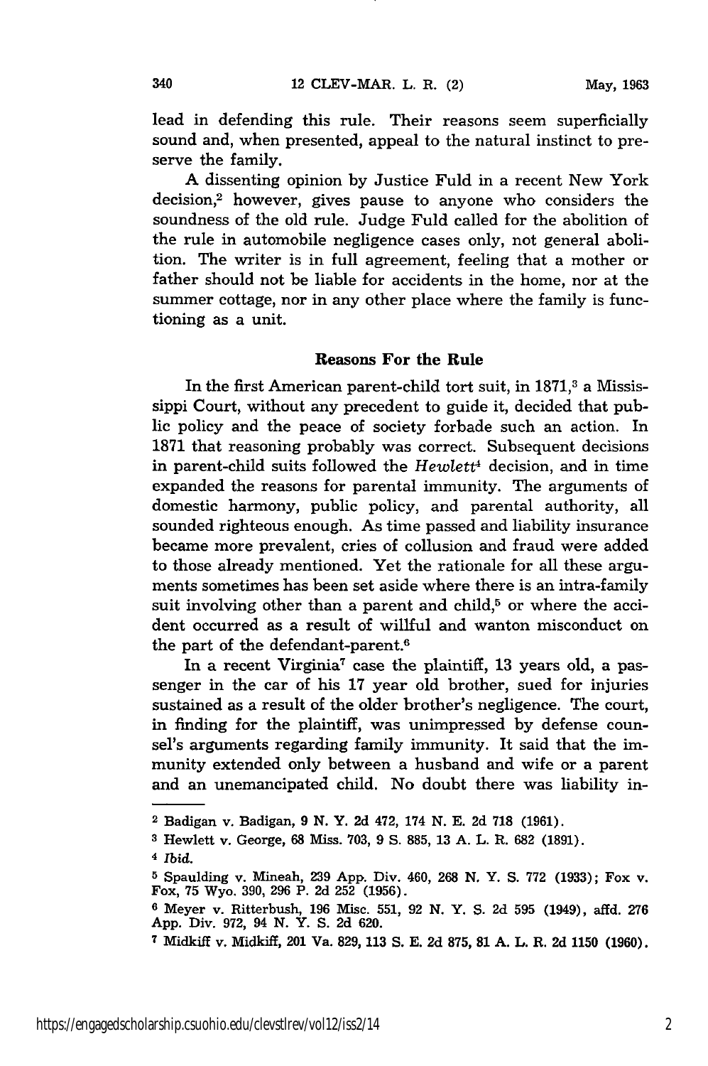lead in defending this rule. Their reasons seem superficially sound and, when presented, appeal to the natural instinct to preserve the family.

A dissenting opinion by Justice Fuld in a recent New York decision,[2] however, gives pause to anyone who considers the soundness of the old rule. Judge Fuld called for the abolition of the rule in automobile negligence cases only, not general abolition. The writer is in full agreement, feeling that a mother or father should not be liable for accidents in the home, nor at the summer cottage, nor in any other place where the family is functioning as a unit.

## Reasons For the Rule

In the first American parent-child tort suit, in 1871,[3] a Mississippi Court, without any precedent to guide it, decided that public policy and the peace of society forbade such an action. In 1871 that reasoning probably was correct. Subsequent decisions in parent-child suits followed the *Hewlett*[4] decision, and in time expanded the reasons for parental immunity. The arguments of domestic harmony, public policy, and parental authority, all sounded righteous enough. As time passed and liability insurance became more prevalent, cries of collusion and fraud were added to those already mentioned. Yet the rationale for all these arguments sometimes has been set aside where there is an intra-family suit involving other than a parent and child,[5] or where the accident occurred as a result of willful and wanton misconduct on the part of the defendant-parent.[6]

In a recent Virginia[7] case the plaintiff, 13 years old, a passenger in the car of his 17 year old brother, sued for injuries sustained as a result of the older brother's negligence. The court, in finding for the plaintiff, was unimpressed by defense counsel's arguments regarding family immunity. It said that the immunity extended only between a husband and wife or a parent and an unemancipated child. No doubt there was liability in-

---

[2] Badigan v. Badigan, 9 N. Y. 2d 472, 174 N. E. 2d 718 (1961).

[3] Hewlett v. George, 68 Miss. 703, 9 S. 885, 13 A. L. R. 682 (1891).

[4] *Ibid.*

[5] Spaulding v. Mineah, 239 App. Div. 460, 268 N. Y. S. 772 (1933); Fox v. Fox, 75 Wyo. 390, 296 P. 2d 252 (1956).

[6] Meyer v. Ritterbush, 196 Misc. 551, 92 N. Y. S. 2d 595 (1949), affd. 276 App. Div. 972, 94 N. Y. S. 2d 620.

[7] Midkiff v. Midkiff, 201 Va. 829, 113 S. E. 2d 875, 81 A. L. R. 2d 1150 (1960).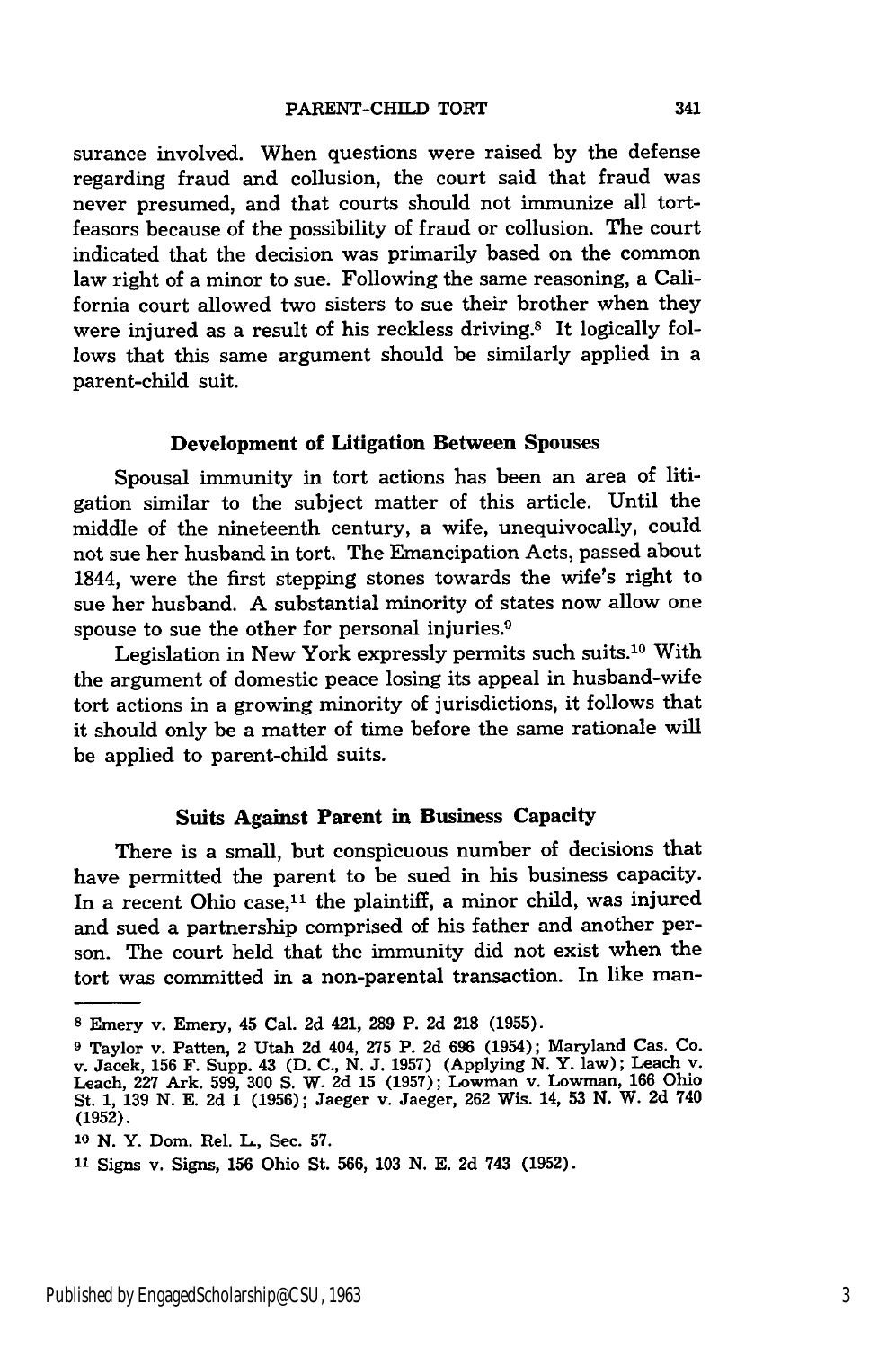surance involved. When questions were raised by the defense regarding fraud and collusion, the court said that fraud was never presumed, and that courts should not immunize all tortfeasors because of the possibility of fraud or collusion. The court indicated that the decision was primarily based on the common law right of a minor to sue. Following the same reasoning, a California court allowed two sisters to sue their brother when they were injured as a result of his reckless driving.[8] It logically follows that this same argument should be similarly applied in a parent-child suit.

### Development of Litigation Between Spouses

Spousal immunity in tort actions has been an area of litigation similar to the subject matter of this article. Until the middle of the nineteenth century, a wife, unequivocally, could not sue her husband in tort. The Emancipation Acts, passed about 1844, were the first stepping stones towards the wife's right to sue her husband. A substantial minority of states now allow one spouse to sue the other for personal injuries.[9]

Legislation in New York expressly permits such suits.[10] With the argument of domestic peace losing its appeal in husband-wife tort actions in a growing minority of jurisdictions, it follows that it should only be a matter of time before the same rationale will be applied to parent-child suits.

### Suits Against Parent in Business Capacity

There is a small, but conspicuous number of decisions that have permitted the parent to be sued in his business capacity. In a recent Ohio case,[11] the plaintiff, a minor child, was injured and sued a partnership comprised of his father and another person. The court held that the immunity did not exist when the tort was committed in a non-parental transaction. In like man-

---

[8] Emery v. Emery, 45 Cal. 2d 421, 289 P. 2d 218 (1955).

[9] Taylor v. Patten, 2 Utah 2d 404, 275 P. 2d 696 (1954); Maryland Cas. Co. v. Jacek, 156 F. Supp. 43 (D. C., N. J. 1957) (Applying N. Y. law); Leach v. Leach, 227 Ark. 599, 300 S. W. 2d 15 (1957); Lowman v. Lowman, 166 Ohio St. 1, 139 N. E. 2d 1 (1956); Jaeger v. Jaeger, 262 Wis. 14, 53 N. W. 2d 740 (1952).

[10] N. Y. Dom. Rel. L., Sec. 57.

[11] Signs v. Signs, 156 Ohio St. 566, 103 N. E. 2d 743 (1952).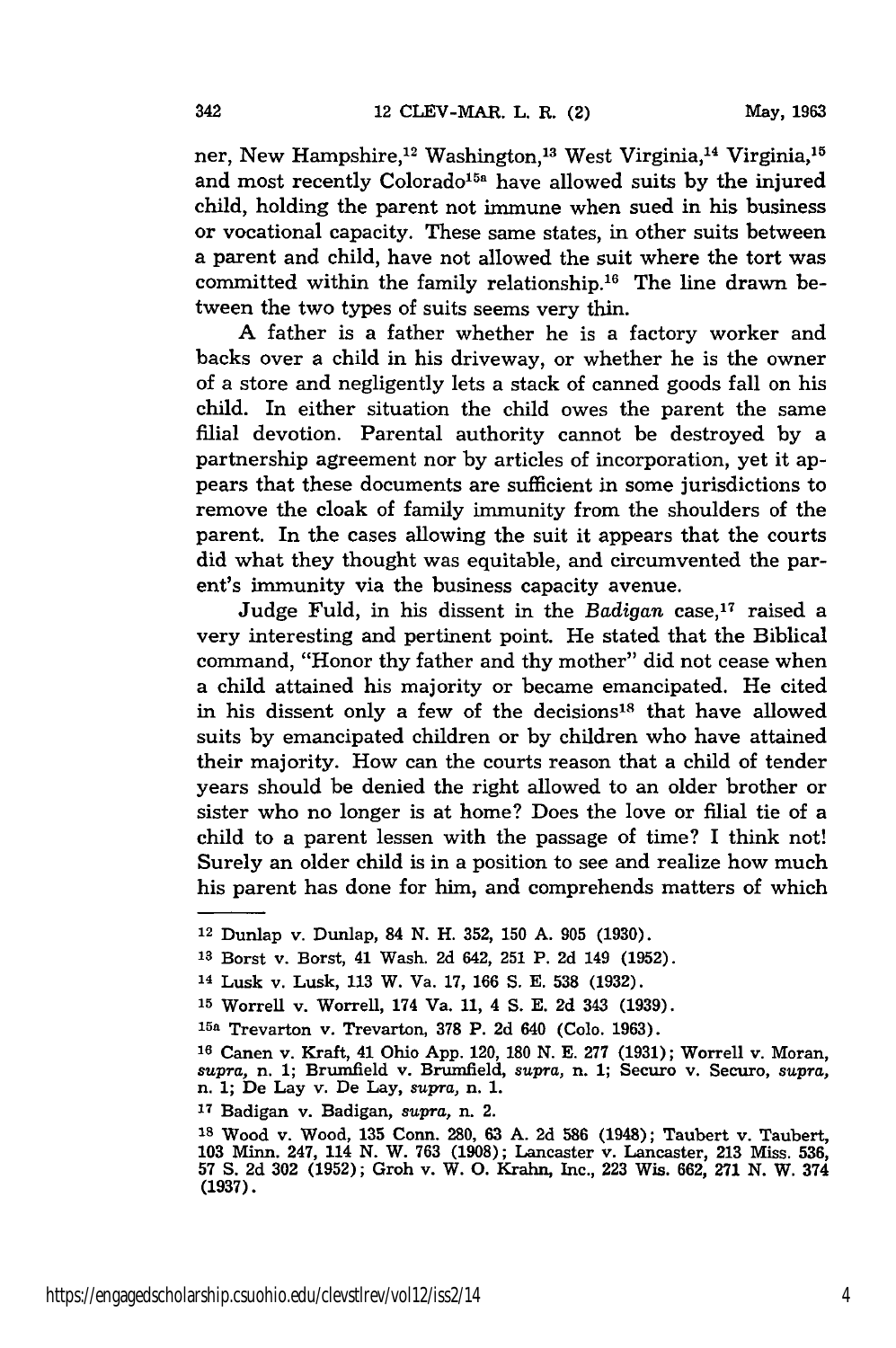ner, New Hampshire,[12] Washington,[13] West Virginia,[14] Virginia,[15] and most recently Colorado[15a] have allowed suits by the injured child, holding the parent not immune when sued in his business or vocational capacity. These same states, in other suits between a parent and child, have not allowed the suit where the tort was committed within the family relationship.[16] The line drawn between the two types of suits seems very thin.

A father is a father whether he is a factory worker and backs over a child in his driveway, or whether he is the owner of a store and negligently lets a stack of canned goods fall on his child. In either situation the child owes the parent the same filial devotion. Parental authority cannot be destroyed by a partnership agreement nor by articles of incorporation, yet it appears that these documents are sufficient in some jurisdictions to remove the cloak of family immunity from the shoulders of the parent. In the cases allowing the suit it appears that the courts did what they thought was equitable, and circumvented the parent's immunity via the business capacity avenue.

Judge Fuld, in his dissent in the *Badigan* case,[17] raised a very interesting and pertinent point. He stated that the Biblical command, "Honor thy father and thy mother" did not cease when a child attained his majority or became emancipated. He cited in his dissent only a few of the decisions[18] that have allowed suits by emancipated children or by children who have attained their majority. How can the courts reason that a child of tender years should be denied the right allowed to an older brother or sister who no longer is at home? Does the love or filial tie of a child to a parent lessen with the passage of time? I think not! Surely an older child is in a position to see and realize how much his parent has done for him, and comprehends matters of which

---

[12] Dunlap v. Dunlap, 84 N. H. 352, 150 A. 905 (1930).

[13] Borst v. Borst, 41 Wash. 2d 642, 251 P. 2d 149 (1952).

[14] Lusk v. Lusk, 113 W. Va. 17, 166 S. E. 538 (1932).

[15] Worrell v. Worrell, 174 Va. 11, 4 S. E. 2d 343 (1939).

[15a] Trevarton v. Trevarton, 378 P. 2d 640 (Colo. 1963).

[16] Canen v. Kraft, 41 Ohio App. 120, 180 N. E. 277 (1931); Worrell v. Moran, *supra*, n. 1; Brumfield v. Brumfield, *supra*, n. 1; Securo v. Securo, *supra*, n. 1; De Lay v. De Lay, *supra*, n. 1.

[17] Badigan v. Badigan, *supra*, n. 2.

[18] Wood v. Wood, 135 Conn. 280, 63 A. 2d 586 (1948); Taubert v. Taubert, 103 Minn. 247, 114 N. W. 763 (1908); Lancaster v. Lancaster, 213 Miss. 536, 57 S. 2d 302 (1952); Groh v. W. O. Krahn, Inc., 223 Wis. 662, 271 N. W. 374 (1937).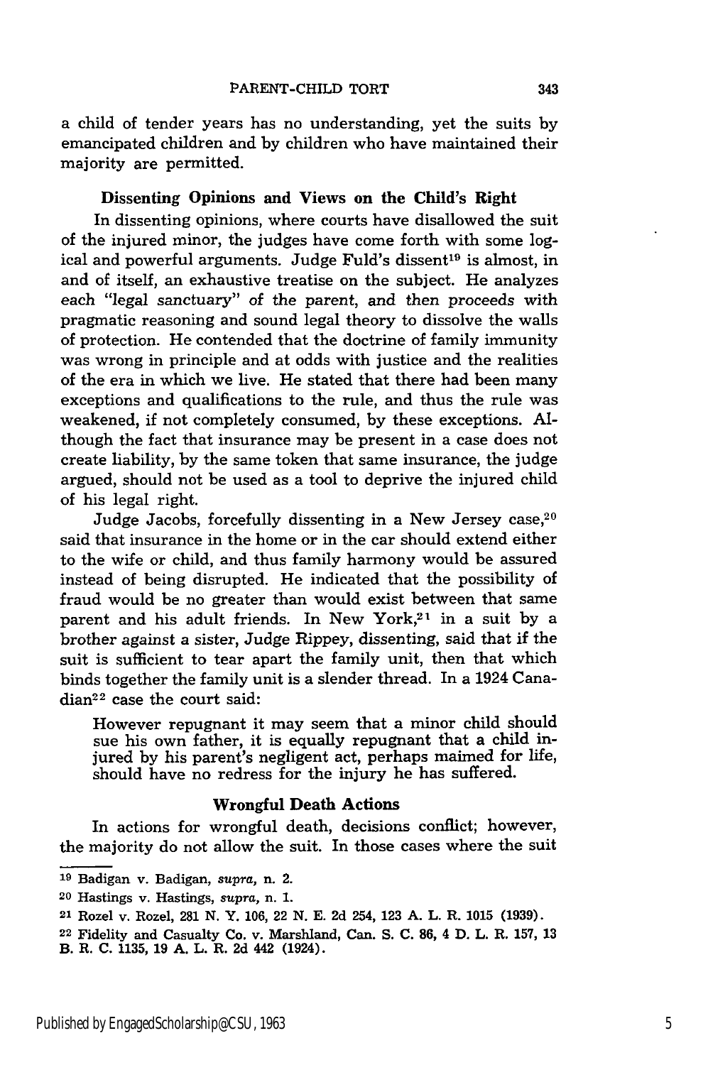a child of tender years has no understanding, yet the suits by emancipated children and by children who have maintained their majority are permitted.

### Dissenting Opinions and Views on the Child's Right

In dissenting opinions, where courts have disallowed the suit of the injured minor, the judges have come forth with some logical and powerful arguments. Judge Fuld's dissent[19] is almost, in and of itself, an exhaustive treatise on the subject. He analyzes each "legal sanctuary" of the parent, and then proceeds with pragmatic reasoning and sound legal theory to dissolve the walls of protection. He contended that the doctrine of family immunity was wrong in principle and at odds with justice and the realities of the era in which we live. He stated that there had been many exceptions and qualifications to the rule, and thus the rule was weakened, if not completely consumed, by these exceptions. Although the fact that insurance may be present in a case does not create liability, by the same token that same insurance, the judge argued, should not be used as a tool to deprive the injured child of his legal right.

Judge Jacobs, forcefully dissenting in a New Jersey case,[20] said that insurance in the home or in the car should extend either to the wife or child, and thus family harmony would be assured instead of being disrupted. He indicated that the possibility of fraud would be no greater than would exist between that same parent and his adult friends. In New York,[21] in a suit by a brother against a sister, Judge Rippey, dissenting, said that if the suit is sufficient to tear apart the family unit, then that which binds together the family unit is a slender thread. In a 1924 Canadian[22] case the court said:

> However repugnant it may seem that a minor child should sue his own father, it is equally repugnant that a child injured by his parent's negligent act, perhaps maimed for life, should have no redress for the injury he has suffered.

### Wrongful Death Actions

In actions for wrongful death, decisions conflict; however, the majority do not allow the suit. In those cases where the suit

---

[19] Badigan v. Badigan, *supra*, n. 2.

[20] Hastings v. Hastings, *supra*, n. 1.

[21] Rozel v. Rozel, 281 N. Y. 106, 22 N. E. 2d 254, 123 A. L. R. 1015 (1939).

[22] Fidelity and Casualty Co. v. Marshland, Can. S. C. 86, 4 D. L. R. 157, 13 B. R. C. 1135, 19 A. L. R. 2d 442 (1924).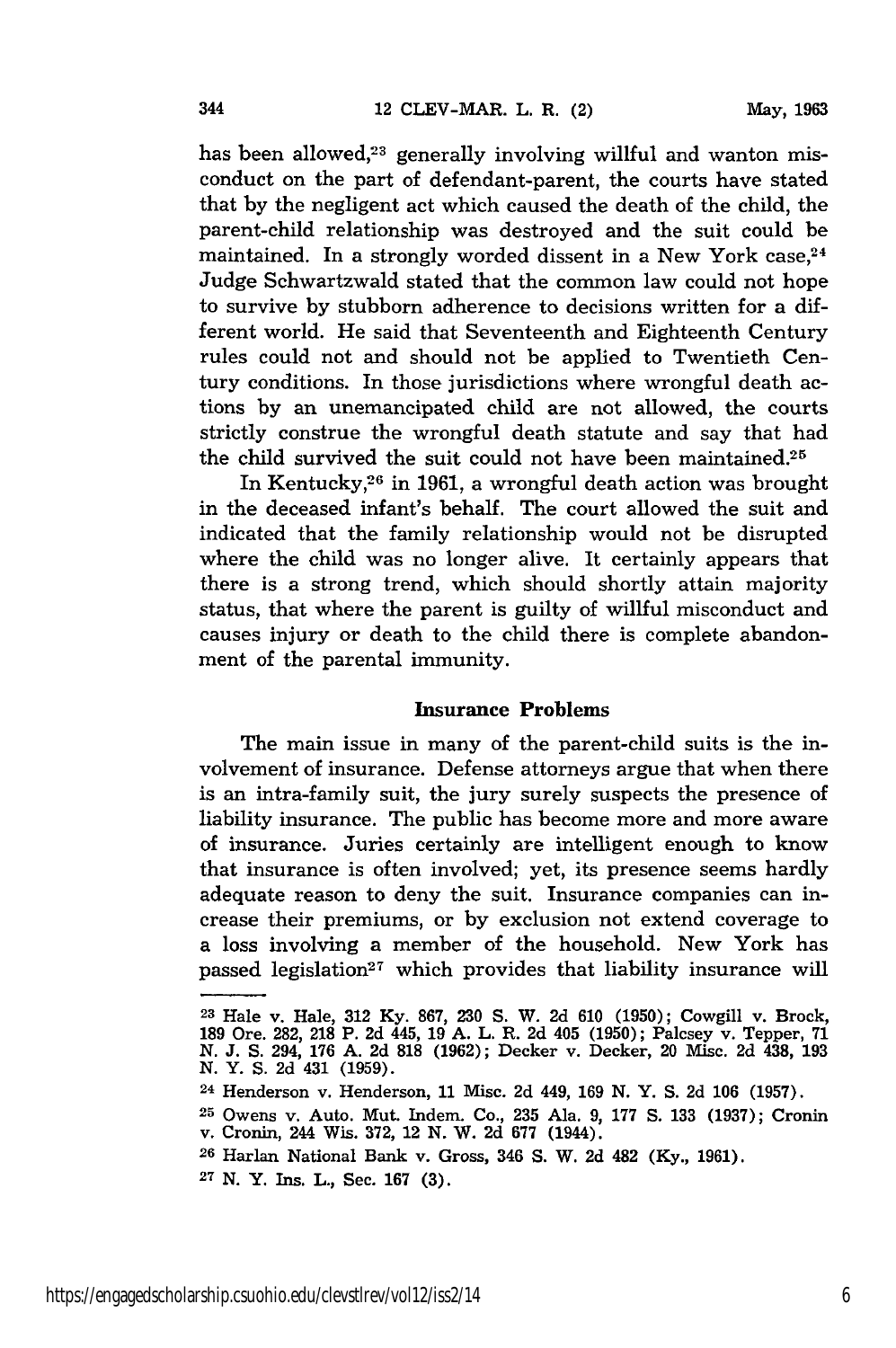has been allowed,[23] generally involving willful and wanton misconduct on the part of defendant-parent, the courts have stated that by the negligent act which caused the death of the child, the parent-child relationship was destroyed and the suit could be maintained. In a strongly worded dissent in a New York case,[24] Judge Schwartzwald stated that the common law could not hope to survive by stubborn adherence to decisions written for a different world. He said that Seventeenth and Eighteenth Century rules could not and should not be applied to Twentieth Century conditions. In those jurisdictions where wrongful death actions by an unemancipated child are not allowed, the courts strictly construe the wrongful death statute and say that had the child survived the suit could not have been maintained.[25]

In Kentucky,[26] in 1961, a wrongful death action was brought in the deceased infant's behalf. The court allowed the suit and indicated that the family relationship would not be disrupted where the child was no longer alive. It certainly appears that there is a strong trend, which should shortly attain majority status, that where the parent is guilty of willful misconduct and causes injury or death to the child there is complete abandonment of the parental immunity.

### Insurance Problems

The main issue in many of the parent-child suits is the involvement of insurance. Defense attorneys argue that when there is an intra-family suit, the jury surely suspects the presence of liability insurance. The public has become more and more aware of insurance. Juries certainly are intelligent enough to know that insurance is often involved; yet, its presence seems hardly adequate reason to deny the suit. Insurance companies can increase their premiums, or by exclusion not extend coverage to a loss involving a member of the household. New York has passed legislation[27] which provides that liability insurance will

---

[23] Hale v. Hale, 312 Ky. 867, 230 S. W. 2d 610 (1950); Cowgill v. Brock, 189 Ore. 282, 218 P. 2d 445, 19 A. L. R. 2d 405 (1950); Palcsey v. Tepper, 71 N. J. S. 294, 176 A. 2d 818 (1962); Decker v. Decker, 20 Misc. 2d 438, 193 N. Y. S. 2d 431 (1959).

[24] Henderson v. Henderson, 11 Misc. 2d 449, 169 N. Y. S. 2d 106 (1957).

[25] Owens v. Auto. Mut. Indem. Co., 235 Ala. 9, 177 S. 133 (1937); Cronin v. Cronin, 244 Wis. 372, 12 N. W. 2d 677 (1944).

[26] Harlan National Bank v. Gross, 346 S. W. 2d 482 (Ky., 1961).

[27] N. Y. Ins. L., Sec. 167 (3).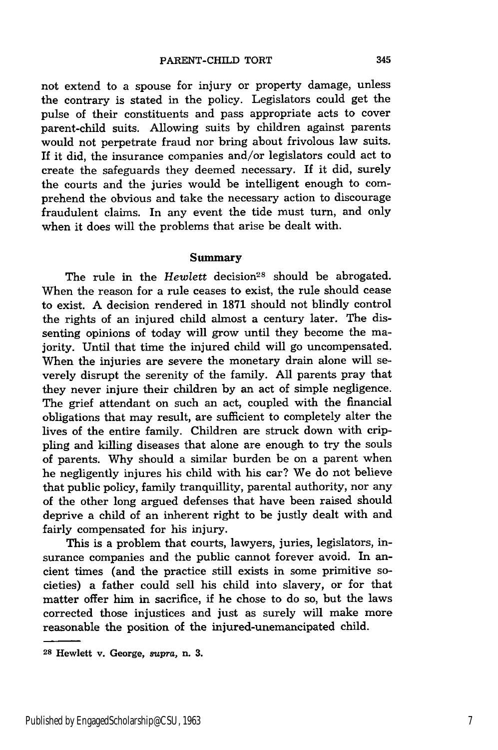not extend to a spouse for injury or property damage, unless the contrary is stated in the policy. Legislators could get the pulse of their constituents and pass appropriate acts to cover parent-child suits. Allowing suits by children against parents would not perpetrate fraud nor bring about frivolous law suits. If it did, the insurance companies and/or legislators could act to create the safeguards they deemed necessary. If it did, surely the courts and the juries would be intelligent enough to comprehend the obvious and take the necessary action to discourage fraudulent claims. In any event the tide must turn, and only when it does will the problems that arise be dealt with.

## Summary

The rule in the *Hewlett* decision[28] should be abrogated. When the reason for a rule ceases to exist, the rule should cease to exist. A decision rendered in 1871 should not blindly control the rights of an injured child almost a century later. The dissenting opinions of today will grow until they become the majority. Until that time the injured child will go uncompensated. When the injuries are severe the monetary drain alone will severely disrupt the serenity of the family. All parents pray that they never injure their children by an act of simple negligence. The grief attendant on such an act, coupled with the financial obligations that may result, are sufficient to completely alter the lives of the entire family. Children are struck down with crippling and killing diseases that alone are enough to try the souls of parents. Why should a similar burden be on a parent when he negligently injures his child with his car? We do not believe that public policy, family tranquillity, parental authority, nor any of the other long argued defenses that have been raised should deprive a child of an inherent right to be justly dealt with and fairly compensated for his injury.

This is a problem that courts, lawyers, juries, legislators, insurance companies and the public cannot forever avoid. In ancient times (and the practice still exists in some primitive societies) a father could sell his child into slavery, or for that matter offer him in sacrifice, if he chose to do so, but the laws corrected those injustices and just as surely will make more reasonable the position of the injured-unemancipated child.

---

[28] Hewlett v. George, *supra*, n. 3.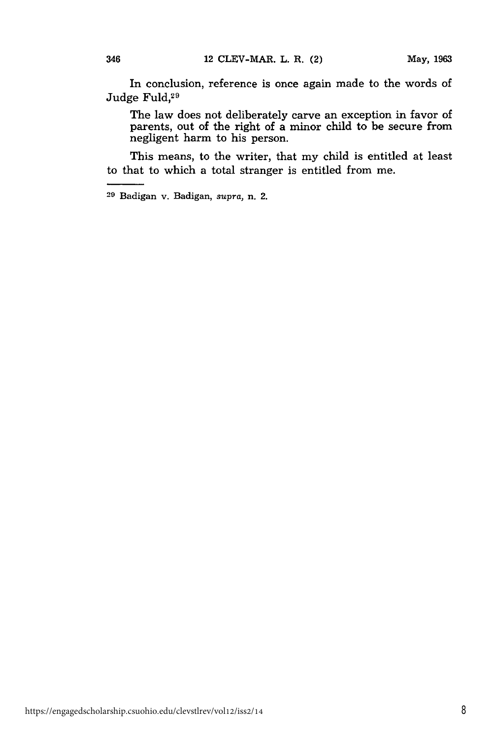In conclusion, reference is once again made to the words of Judge Fuld,[29]

> The law does not deliberately carve an exception in favor of parents, out of the right of a minor child to be secure from negligent harm to his person.

This means, to the writer, that my child is entitled at least to that to which a total stranger is entitled from me.

---

[29] Badigan v. Badigan, *supra,* n. 2.